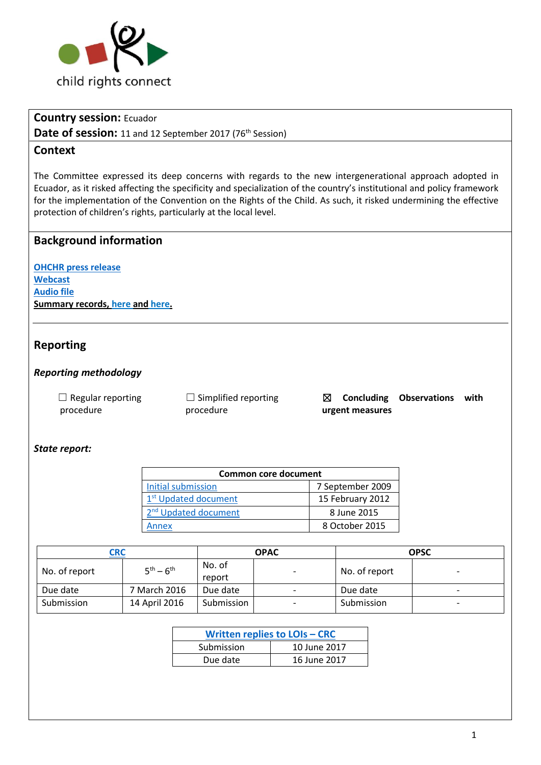child rights connect

**Country session:** Ecuador
**Date of session:** 11 and 12 September 2017 (76th Session)

## Context

The Committee expressed its deep concerns with regards to the new intergenerational approach adopted in Ecuador, as it risked affecting the specificity and specialization of the country's institutional and policy framework for the implementation of the Convention on the Rights of the Child. As such, it risked undermining the effective protection of children's rights, particularly at the local level.

## Background information

OHCHR press release
Webcast
Audio file
**Summary records, here and here.**

## Reporting

### *Reporting methodology*

☐ Regular reporting procedure    ☐ Simplified reporting procedure    ☒ **Concluding Observations with urgent measures**

### *State report:*

| Common core document | |
|---|---|
| Initial submission | 7 September 2009 |
| 1st Updated document | 15 February 2012 |
| 2nd Updated document | 8 June 2015 |
| Annex | 8 October 2015 |

| CRC | | OPAC | | OPSC | |
|---|---|---|---|---|---|
| No. of report | 5th – 6th | No. of report | - | No. of report | - |
| Due date | 7 March 2016 | Due date | - | Due date | - |
| Submission | 14 April 2016 | Submission | - | Submission | - |

| Written replies to LOIs – CRC | |
|---|---|
| Submission | 10 June 2017 |
| Due date | 16 June 2017 |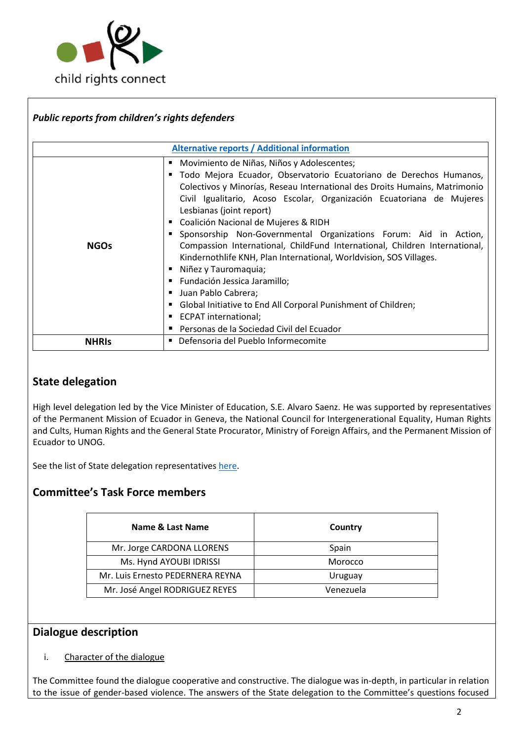*Public reports from children's rights defenders*

| Alternative reports / Additional information | |
|---|---|
| **NGOs** | ▪ Movimiento de Niñas, Niños y Adolescentes;<br>▪ Todo Mejora Ecuador, Observatorio Ecuatoriano de Derechos Humanos, Colectivos y Minorías, Reseau International des Droits Humains, Matrimonio Civil Igualitario, Acoso Escolar, Organización Ecuatoriana de Mujeres Lesbianas (joint report)<br>▪ Coalición Nacional de Mujeres & RIDH<br>▪ Sponsorship Non-Governmental Organizations Forum: Aid in Action, Compassion International, ChildFund International, Children International, Kindernothlife KNH, Plan International, Worldvision, SOS Villages.<br>▪ Niñez y Tauromaquia;<br>▪ Fundación Jessica Jaramillo;<br>▪ Juan Pablo Cabrera;<br>▪ Global Initiative to End All Corporal Punishment of Children;<br>▪ ECPAT international;<br>▪ Personas de la Sociedad Civil del Ecuador |
| **NHRIs** | ▪ Defensoria del Pueblo Informecomite |

## State delegation

High level delegation led by the Vice Minister of Education, S.E. Alvaro Saenz. He was supported by representatives of the Permanent Mission of Ecuador in Geneva, the National Council for Intergenerational Equality, Human Rights and Cults, Human Rights and the General State Procurator, Ministry of Foreign Affairs, and the Permanent Mission of Ecuador to UNOG.

See the list of State delegation representatives here.

## Committee's Task Force members

| Name & Last Name | Country |
|---|---|
| Mr. Jorge CARDONA LLORENS | Spain |
| Ms. Hynd AYOUBI IDRISSI | Morocco |
| Mr. Luis Ernesto PEDERNERA REYNA | Uruguay |
| Mr. José Angel RODRIGUEZ REYES | Venezuela |

## Dialogue description

i. Character of the dialogue

The Committee found the dialogue cooperative and constructive. The dialogue was in-depth, in particular in relation to the issue of gender-based violence. The answers of the State delegation to the Committee's questions focused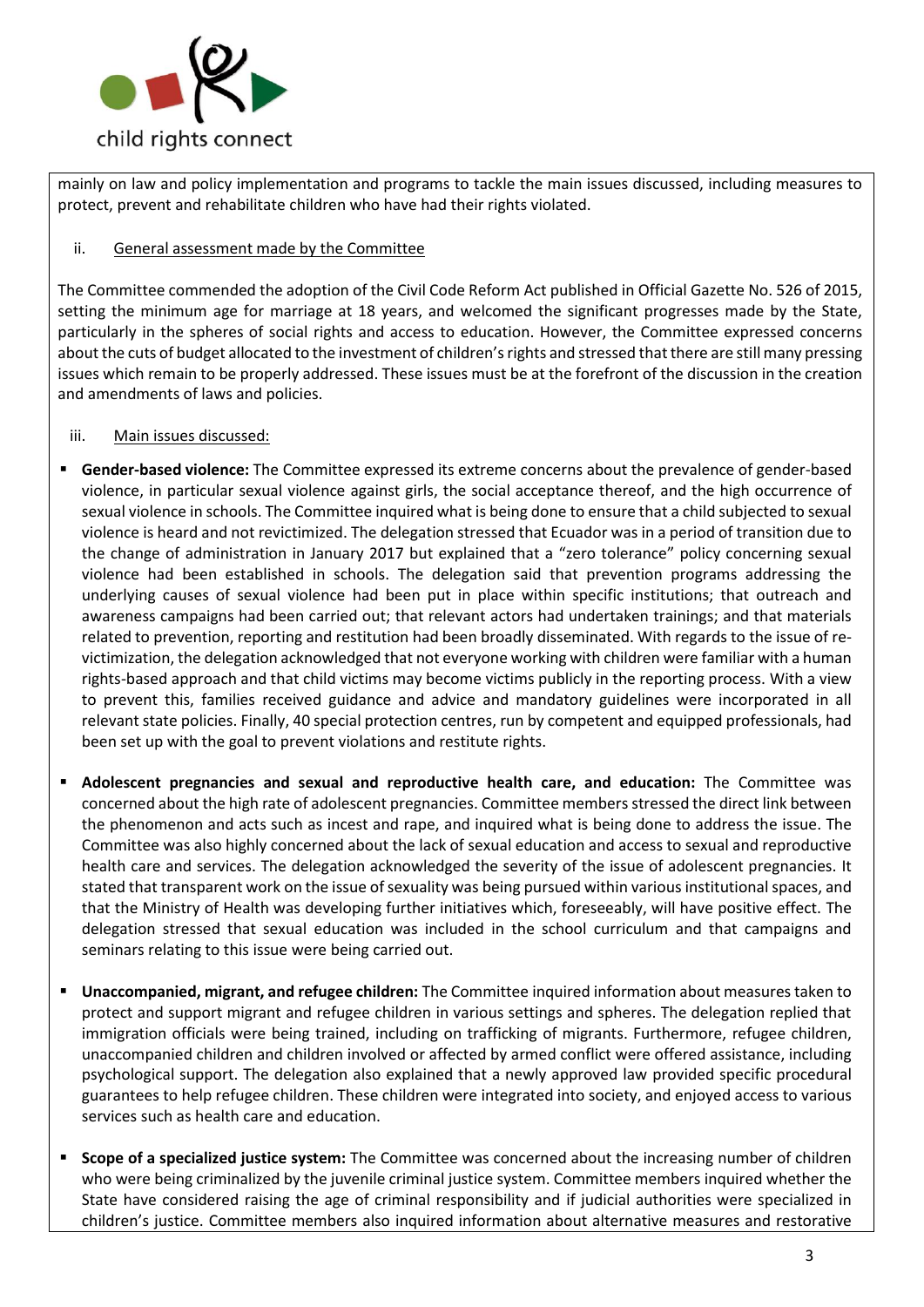mainly on law and policy implementation and programs to tackle the main issues discussed, including measures to protect, prevent and rehabilitate children who have had their rights violated.

ii. General assessment made by the Committee

The Committee commended the adoption of the Civil Code Reform Act published in Official Gazette No. 526 of 2015, setting the minimum age for marriage at 18 years, and welcomed the significant progresses made by the State, particularly in the spheres of social rights and access to education. However, the Committee expressed concerns about the cuts of budget allocated to the investment of children's rights and stressed that there are still many pressing issues which remain to be properly addressed. These issues must be at the forefront of the discussion in the creation and amendments of laws and policies.

iii. Main issues discussed:

- **Gender-based violence:** The Committee expressed its extreme concerns about the prevalence of gender-based violence, in particular sexual violence against girls, the social acceptance thereof, and the high occurrence of sexual violence in schools. The Committee inquired what is being done to ensure that a child subjected to sexual violence is heard and not revictimized. The delegation stressed that Ecuador was in a period of transition due to the change of administration in January 2017 but explained that a "zero tolerance" policy concerning sexual violence had been established in schools. The delegation said that prevention programs addressing the underlying causes of sexual violence had been put in place within specific institutions; that outreach and awareness campaigns had been carried out; that relevant actors had undertaken trainings; and that materials related to prevention, reporting and restitution had been broadly disseminated. With regards to the issue of re-victimization, the delegation acknowledged that not everyone working with children were familiar with a human rights-based approach and that child victims may become victims publicly in the reporting process. With a view to prevent this, families received guidance and advice and mandatory guidelines were incorporated in all relevant state policies. Finally, 40 special protection centres, run by competent and equipped professionals, had been set up with the goal to prevent violations and restitute rights.

- **Adolescent pregnancies and sexual and reproductive health care, and education:** The Committee was concerned about the high rate of adolescent pregnancies. Committee members stressed the direct link between the phenomenon and acts such as incest and rape, and inquired what is being done to address the issue. The Committee was also highly concerned about the lack of sexual education and access to sexual and reproductive health care and services. The delegation acknowledged the severity of the issue of adolescent pregnancies. It stated that transparent work on the issue of sexuality was being pursued within various institutional spaces, and that the Ministry of Health was developing further initiatives which, foreseeably, will have positive effect. The delegation stressed that sexual education was included in the school curriculum and that campaigns and seminars relating to this issue were being carried out.

- **Unaccompanied, migrant, and refugee children:** The Committee inquired information about measures taken to protect and support migrant and refugee children in various settings and spheres. The delegation replied that immigration officials were being trained, including on trafficking of migrants. Furthermore, refugee children, unaccompanied children and children involved or affected by armed conflict were offered assistance, including psychological support. The delegation also explained that a newly approved law provided specific procedural guarantees to help refugee children. These children were integrated into society, and enjoyed access to various services such as health care and education.

- **Scope of a specialized justice system:** The Committee was concerned about the increasing number of children who were being criminalized by the juvenile criminal justice system. Committee members inquired whether the State have considered raising the age of criminal responsibility and if judicial authorities were specialized in children's justice. Committee members also inquired information about alternative measures and restorative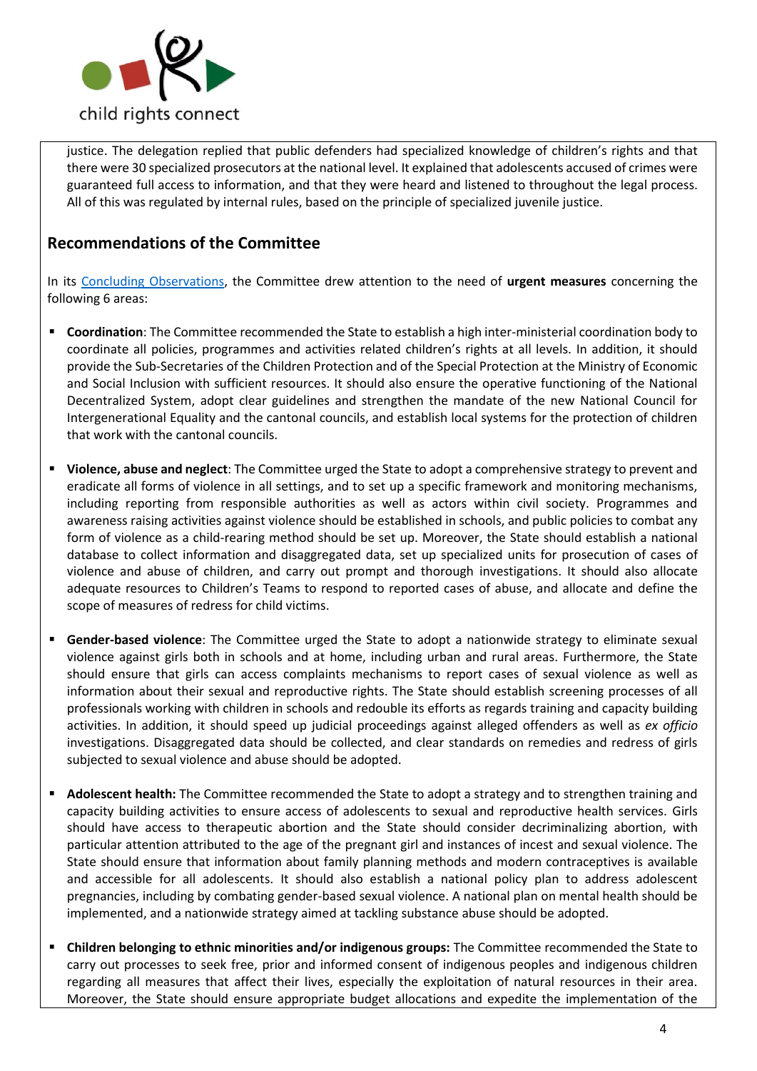justice. The delegation replied that public defenders had specialized knowledge of children's rights and that there were 30 specialized prosecutors at the national level. It explained that adolescents accused of crimes were guaranteed full access to information, and that they were heard and listened to throughout the legal process. All of this was regulated by internal rules, based on the principle of specialized juvenile justice.

## Recommendations of the Committee

In its Concluding Observations, the Committee drew attention to the need of **urgent measures** concerning the following 6 areas:

- **Coordination**: The Committee recommended the State to establish a high inter-ministerial coordination body to coordinate all policies, programmes and activities related children's rights at all levels. In addition, it should provide the Sub-Secretaries of the Children Protection and of the Special Protection at the Ministry of Economic and Social Inclusion with sufficient resources. It should also ensure the operative functioning of the National Decentralized System, adopt clear guidelines and strengthen the mandate of the new National Council for Intergenerational Equality and the cantonal councils, and establish local systems for the protection of children that work with the cantonal councils.

- **Violence, abuse and neglect**: The Committee urged the State to adopt a comprehensive strategy to prevent and eradicate all forms of violence in all settings, and to set up a specific framework and monitoring mechanisms, including reporting from responsible authorities as well as actors within civil society. Programmes and awareness raising activities against violence should be established in schools, and public policies to combat any form of violence as a child-rearing method should be set up. Moreover, the State should establish a national database to collect information and disaggregated data, set up specialized units for prosecution of cases of violence and abuse of children, and carry out prompt and thorough investigations. It should also allocate adequate resources to Children's Teams to respond to reported cases of abuse, and allocate and define the scope of measures of redress for child victims.

- **Gender-based violence**: The Committee urged the State to adopt a nationwide strategy to eliminate sexual violence against girls both in schools and at home, including urban and rural areas. Furthermore, the State should ensure that girls can access complaints mechanisms to report cases of sexual violence as well as information about their sexual and reproductive rights. The State should establish screening processes of all professionals working with children in schools and redouble its efforts as regards training and capacity building activities. In addition, it should speed up judicial proceedings against alleged offenders as well as *ex officio* investigations. Disaggregated data should be collected, and clear standards on remedies and redress of girls subjected to sexual violence and abuse should be adopted.

- **Adolescent health:** The Committee recommended the State to adopt a strategy and to strengthen training and capacity building activities to ensure access of adolescents to sexual and reproductive health services. Girls should have access to therapeutic abortion and the State should consider decriminalizing abortion, with particular attention attributed to the age of the pregnant girl and instances of incest and sexual violence. The State should ensure that information about family planning methods and modern contraceptives is available and accessible for all adolescents. It should also establish a national policy plan to address adolescent pregnancies, including by combating gender-based sexual violence. A national plan on mental health should be implemented, and a nationwide strategy aimed at tackling substance abuse should be adopted.

- **Children belonging to ethnic minorities and/or indigenous groups:** The Committee recommended the State to carry out processes to seek free, prior and informed consent of indigenous peoples and indigenous children regarding all measures that affect their lives, especially the exploitation of natural resources in their area. Moreover, the State should ensure appropriate budget allocations and expedite the implementation of the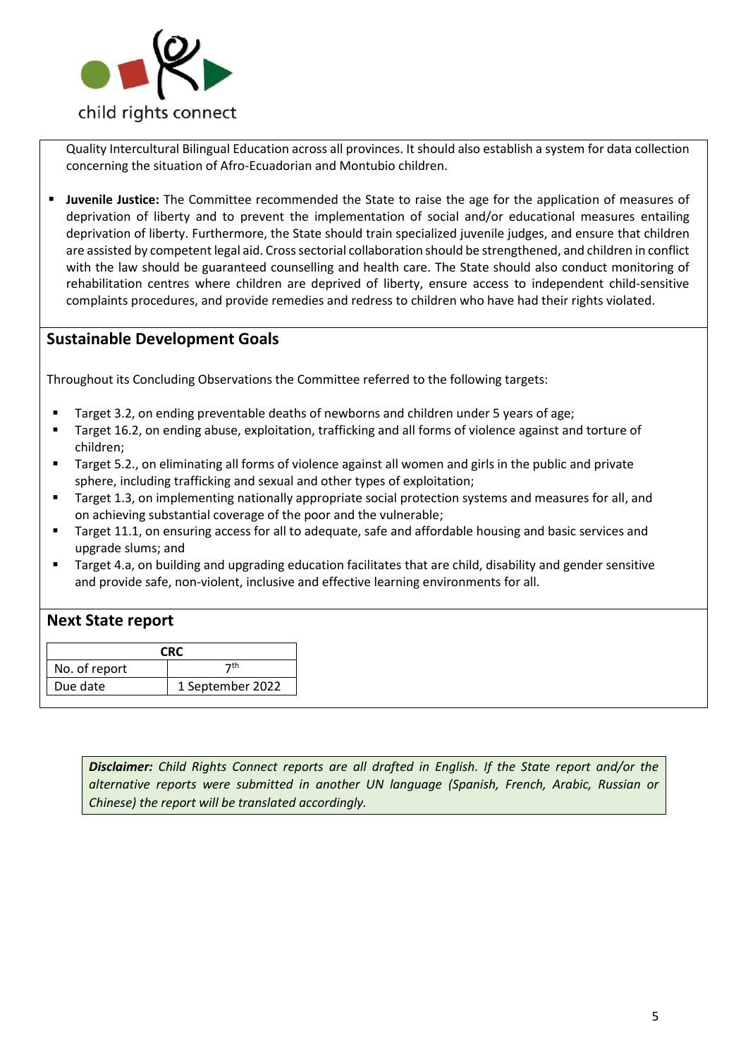Quality Intercultural Bilingual Education across all provinces. It should also establish a system for data collection concerning the situation of Afro-Ecuadorian and Montubio children.

- **Juvenile Justice:** The Committee recommended the State to raise the age for the application of measures of deprivation of liberty and to prevent the implementation of social and/or educational measures entailing deprivation of liberty. Furthermore, the State should train specialized juvenile judges, and ensure that children are assisted by competent legal aid. Cross sectorial collaboration should be strengthened, and children in conflict with the law should be guaranteed counselling and health care. The State should also conduct monitoring of rehabilitation centres where children are deprived of liberty, ensure access to independent child-sensitive complaints procedures, and provide remedies and redress to children who have had their rights violated.

## Sustainable Development Goals

Throughout its Concluding Observations the Committee referred to the following targets:

- Target 3.2, on ending preventable deaths of newborns and children under 5 years of age;
- Target 16.2, on ending abuse, exploitation, trafficking and all forms of violence against and torture of children;
- Target 5.2., on eliminating all forms of violence against all women and girls in the public and private sphere, including trafficking and sexual and other types of exploitation;
- Target 1.3, on implementing nationally appropriate social protection systems and measures for all, and on achieving substantial coverage of the poor and the vulnerable;
- Target 11.1, on ensuring access for all to adequate, safe and affordable housing and basic services and upgrade slums; and
- Target 4.a, on building and upgrading education facilitates that are child, disability and gender sensitive and provide safe, non-violent, inclusive and effective learning environments for all.

## Next State report

| CRC | |
|---|---|
| No. of report | 7th |
| Due date | 1 September 2022 |

***Disclaimer:*** *Child Rights Connect reports are all drafted in English. If the State report and/or the alternative reports were submitted in another UN language (Spanish, French, Arabic, Russian or Chinese) the report will be translated accordingly.*